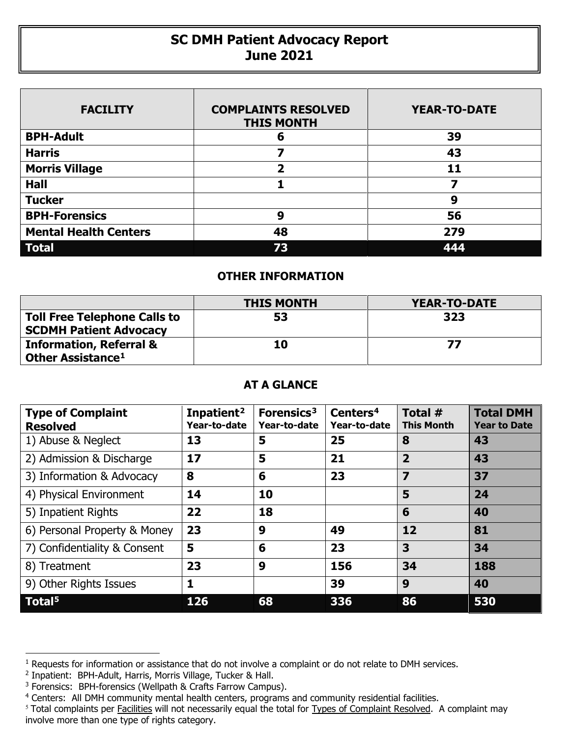# SC DMH Patient Advocacy Report
## June 2021

| FACILITY | COMPLAINTS RESOLVED THIS MONTH | YEAR-TO-DATE |
|---|---|---|
| **BPH-Adult** | 6 | 39 |
| **Harris** | 7 | 43 |
| **Morris Village** | 2 | 11 |
| **Hall** | 1 | 7 |
| **Tucker** | | 9 |
| **BPH-Forensics** | 9 | 56 |
| **Mental Health Centers** | 48 | 279 |
| **Total** | 73 | 444 |

### OTHER INFORMATION

| | THIS MONTH | YEAR-TO-DATE |
|---|---|---|
| **Toll Free Telephone Calls to SCDMH Patient Advocacy** | 53 | 323 |
| **Information, Referral & Other Assistance**[1] | 10 | 77 |

### AT A GLANCE

| Type of Complaint Resolved | Inpatient[2] Year-to-date | Forensics[3] Year-to-date | Centers[4] Year-to-date | Total # This Month | Total DMH Year to Date |
|---|---|---|---|---|---|
| 1) Abuse & Neglect | 13 | 5 | 25 | 8 | 43 |
| 2) Admission & Discharge | 17 | 5 | 21 | 2 | 43 |
| 3) Information & Advocacy | 8 | 6 | 23 | 7 | 37 |
| 4) Physical Environment | 14 | 10 | | 5 | 24 |
| 5) Inpatient Rights | 22 | 18 | | 6 | 40 |
| 6) Personal Property & Money | 23 | 9 | 49 | 12 | 81 |
| 7) Confidentiality & Consent | 5 | 6 | 23 | 3 | 34 |
| 8) Treatment | 23 | 9 | 156 | 34 | 188 |
| 9) Other Rights Issues | 1 | | 39 | 9 | 40 |
| **Total**[5] | 126 | 68 | 336 | 86 | 530 |

[1] Requests for information or assistance that do not involve a complaint or do not relate to DMH services.

[2] Inpatient: BPH-Adult, Harris, Morris Village, Tucker & Hall.

[3] Forensics: BPH-forensics (Wellpath & Crafts Farrow Campus).

[4] Centers: All DMH community mental health centers, programs and community residential facilities.

[5] Total complaints per Facilities will not necessarily equal the total for Types of Complaint Resolved. A complaint may involve more than one type of rights category.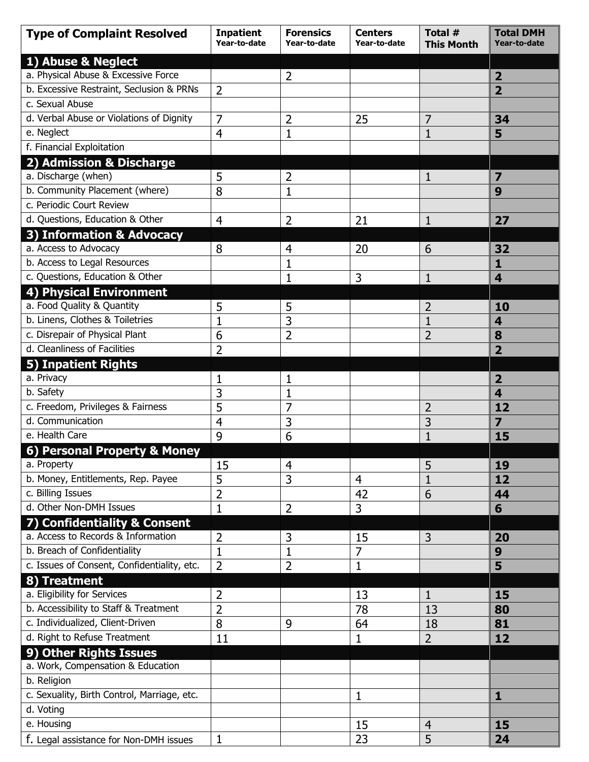| Type of Complaint Resolved | Inpatient Year-to-date | Forensics Year-to-date | Centers Year-to-date | Total # This Month | Total DMH Year-to-date |
|---|---|---|---|---|---|
| **1) Abuse & Neglect** | | | | | |
| a. Physical Abuse & Excessive Force | | 2 | | | **2** |
| b. Excessive Restraint, Seclusion & PRNs | 2 | | | | **2** |
| c. Sexual Abuse | | | | | |
| d. Verbal Abuse or Violations of Dignity | 7 | 2 | 25 | 7 | **34** |
| e. Neglect | 4 | 1 | | 1 | **5** |
| f. Financial Exploitation | | | | | |
| **2) Admission & Discharge** | | | | | |
| a. Discharge (when) | 5 | 2 | | 1 | **7** |
| b. Community Placement (where) | 8 | 1 | | | **9** |
| c. Periodic Court Review | | | | | |
| d. Questions, Education & Other | 4 | 2 | 21 | 1 | **27** |
| **3) Information & Advocacy** | | | | | |
| a. Access to Advocacy | 8 | 4 | 20 | 6 | **32** |
| b. Access to Legal Resources | | 1 | | | **1** |
| c. Questions, Education & Other | | 1 | 3 | 1 | **4** |
| **4) Physical Environment** | | | | | |
| a. Food Quality & Quantity | 5 | 5 | | 2 | **10** |
| b. Linens, Clothes & Toiletries | 1 | 3 | | 1 | **4** |
| c. Disrepair of Physical Plant | 6 | 2 | | 2 | **8** |
| d. Cleanliness of Facilities | 2 | | | | **2** |
| **5) Inpatient Rights** | | | | | |
| a. Privacy | 1 | 1 | | | **2** |
| b. Safety | 3 | 1 | | | **4** |
| c. Freedom, Privileges & Fairness | 5 | 7 | | 2 | **12** |
| d. Communication | 4 | 3 | | 3 | **7** |
| e. Health Care | 9 | 6 | | 1 | **15** |
| **6) Personal Property & Money** | | | | | |
| a. Property | 15 | 4 | | 5 | **19** |
| b. Money, Entitlements, Rep. Payee | 5 | 3 | 4 | 1 | **12** |
| c. Billing Issues | 2 | | 42 | 6 | **44** |
| d. Other Non-DMH Issues | 1 | 2 | 3 | | **6** |
| **7) Confidentiality & Consent** | | | | | |
| a. Access to Records & Information | 2 | 3 | 15 | 3 | **20** |
| b. Breach of Confidentiality | 1 | 1 | 7 | | **9** |
| c. Issues of Consent, Confidentiality, etc. | 2 | 2 | 1 | | **5** |
| **8) Treatment** | | | | | |
| a. Eligibility for Services | 2 | | 13 | 1 | **15** |
| b. Accessibility to Staff & Treatment | 2 | | 78 | 13 | **80** |
| c. Individualized, Client-Driven | 8 | 9 | 64 | 18 | **81** |
| d. Right to Refuse Treatment | 11 | | 1 | 2 | **12** |
| **9) Other Rights Issues** | | | | | |
| a. Work, Compensation & Education | | | | | |
| b. Religion | | | | | |
| c. Sexuality, Birth Control, Marriage, etc. | | | 1 | | **1** |
| d. Voting | | | | | |
| e. Housing | | | 15 | 4 | **15** |
| f. Legal assistance for Non-DMH issues | 1 | | 23 | 5 | **24** |